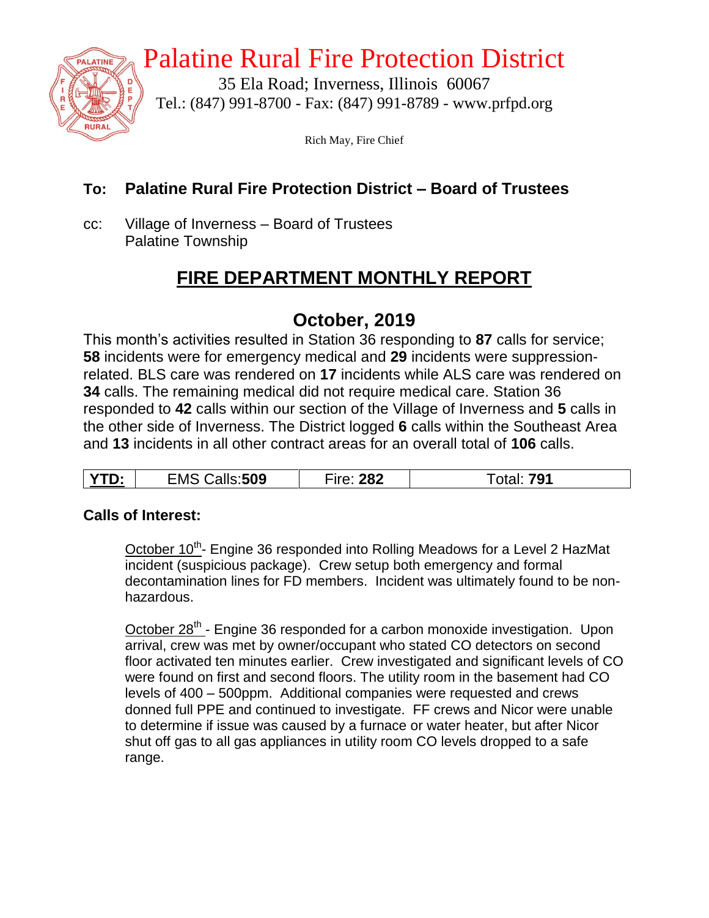# Palatine Rural Fire Protection District

35 Ela Road; Inverness, Illinois 60067
Tel.: (847) 991-8700 - Fax: (847) 991-8789 - www.prfpd.org

Rich May, Fire Chief

**To: Palatine Rural Fire Protection District – Board of Trustees**

cc: Village of Inverness – Board of Trustees
Palatine Township

## FIRE DEPARTMENT MONTHLY REPORT

## October, 2019

This month's activities resulted in Station 36 responding to **87** calls for service; **58** incidents were for emergency medical and **29** incidents were suppression-related. BLS care was rendered on **17** incidents while ALS care was rendered on **34** calls. The remaining medical did not require medical care. Station 36 responded to **42** calls within our section of the Village of Inverness and **5** calls in the other side of Inverness. The District logged **6** calls within the Southeast Area and **13** incidents in all other contract areas for an overall total of **106** calls.

| **YTD:** | EMS Calls:**509** | Fire: **282** | Total: **791** |
|---|---|---|---|

**Calls of Interest:**

October 10th- Engine 36 responded into Rolling Meadows for a Level 2 HazMat incident (suspicious package). Crew setup both emergency and formal decontamination lines for FD members. Incident was ultimately found to be non-hazardous.

October 28th - Engine 36 responded for a carbon monoxide investigation. Upon arrival, crew was met by owner/occupant who stated CO detectors on second floor activated ten minutes earlier. Crew investigated and significant levels of CO were found on first and second floors. The utility room in the basement had CO levels of 400 – 500ppm. Additional companies were requested and crews donned full PPE and continued to investigate. FF crews and Nicor were unable to determine if issue was caused by a furnace or water heater, but after Nicor shut off gas to all gas appliances in utility room CO levels dropped to a safe range.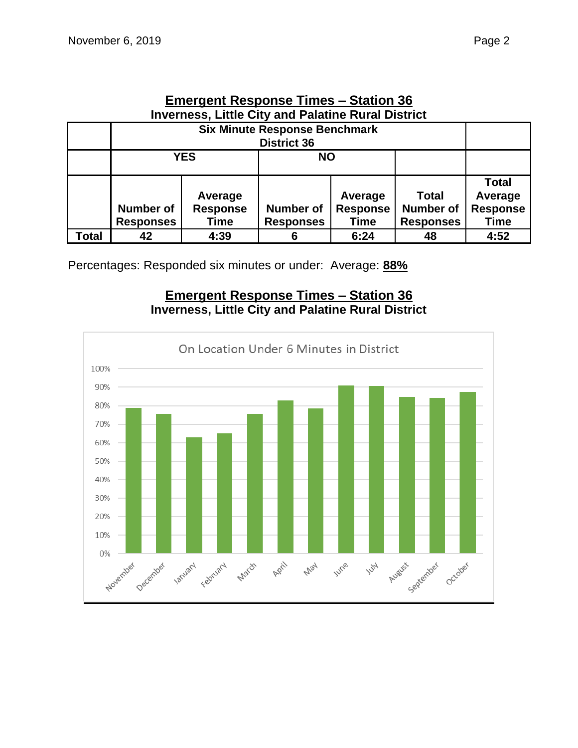## Emergent Response Times – Station 36

**Inverness, Little City and Palatine Rural District**

| | Six Minute Response Benchmark District 36 | | | | | |
|---|---|---|---|---|---|---|
| | YES | | NO | | | |
| | Number of Responses | Average Response Time | Number of Responses | Average Response Time | Total Number of Responses | Total Average Response Time |
| **Total** | 42 | 4:39 | 6 | 6:24 | 48 | 4:52 |

Percentages: Responded six minutes or under: Average: **88%**

## Emergent Response Times – Station 36

**Inverness, Little City and Palatine Rural District**

On Location Under 6 Minutes in District

| Month | Percentage (approx.) |
|---|---|
| November | 79% |
| December | 76% |
| January | 63% |
| February | 65% |
| March | 76% |
| April | 83% |
| May | 78% |
| June | 91% |
| July | 91% |
| August | 85% |
| September | 84% |
| October | 87% |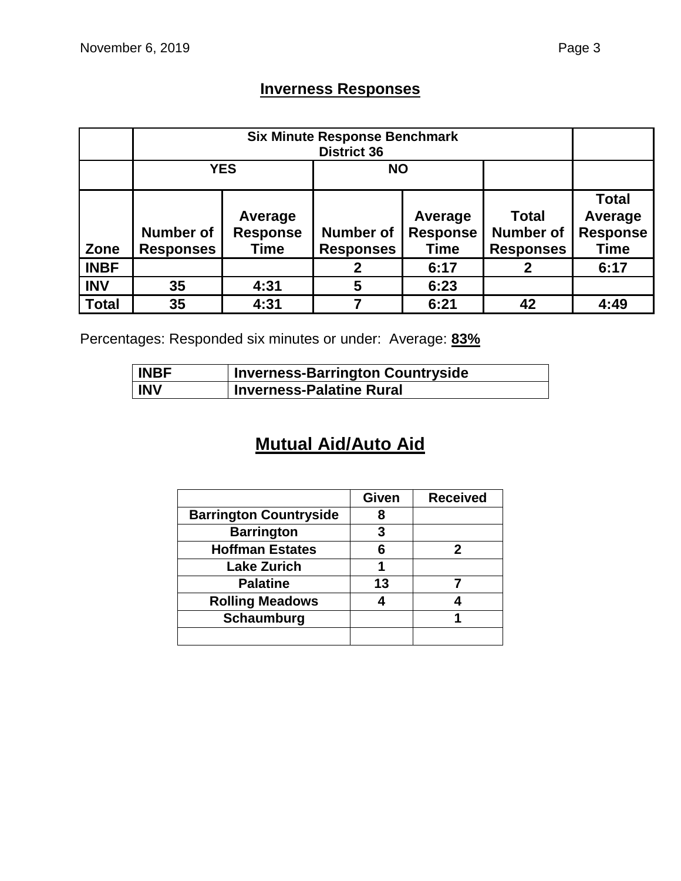## Inverness Responses

| | Six Minute Response Benchmark District 36 | | | | | |
|---|---|---|---|---|---|---|
| | YES | | NO | | | |
| Zone | Number of Responses | Average Response Time | Number of Responses | Average Response Time | Total Number of Responses | Total Average Response Time |
| INBF | | | 2 | 6:17 | 2 | 6:17 |
| INV | 35 | 4:31 | 5 | 6:23 | | |
| Total | 35 | 4:31 | 7 | 6:21 | 42 | 4:49 |

Percentages: Responded six minutes or under: Average: **83%**

| INBF | Inverness-Barrington Countryside |
|---|---|
| INV | Inverness-Palatine Rural |

## Mutual Aid/Auto Aid

| | Given | Received |
|---|---|---|
| Barrington Countryside | 8 | |
| Barrington | 3 | |
| Hoffman Estates | 6 | 2 |
| Lake Zurich | 1 | |
| Palatine | 13 | 7 |
| Rolling Meadows | 4 | 4 |
| Schaumburg | | 1 |
| | | |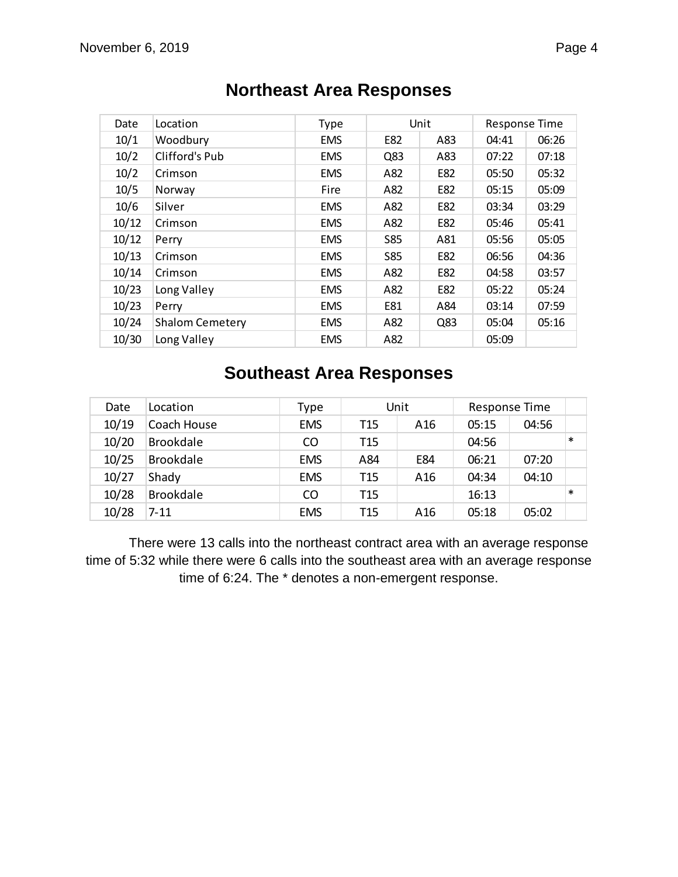## Northeast Area Responses

| Date | Location | Type | Unit | | Response Time | |
|---|---|---|---|---|---|---|
| 10/1 | Woodbury | EMS | E82 | A83 | 04:41 | 06:26 |
| 10/2 | Clifford's Pub | EMS | Q83 | A83 | 07:22 | 07:18 |
| 10/2 | Crimson | EMS | A82 | E82 | 05:50 | 05:32 |
| 10/5 | Norway | Fire | A82 | E82 | 05:15 | 05:09 |
| 10/6 | Silver | EMS | A82 | E82 | 03:34 | 03:29 |
| 10/12 | Crimson | EMS | A82 | E82 | 05:46 | 05:41 |
| 10/12 | Perry | EMS | S85 | A81 | 05:56 | 05:05 |
| 10/13 | Crimson | EMS | S85 | E82 | 06:56 | 04:36 |
| 10/14 | Crimson | EMS | A82 | E82 | 04:58 | 03:57 |
| 10/23 | Long Valley | EMS | A82 | E82 | 05:22 | 05:24 |
| 10/23 | Perry | EMS | E81 | A84 | 03:14 | 07:59 |
| 10/24 | Shalom Cemetery | EMS | A82 | Q83 | 05:04 | 05:16 |
| 10/30 | Long Valley | EMS | A82 | | 05:09 | |

## Southeast Area Responses

| Date | Location | Type | Unit | | Response Time | | |
|---|---|---|---|---|---|---|---|
| 10/19 | Coach House | EMS | T15 | A16 | 05:15 | 04:56 | |
| 10/20 | Brookdale | CO | T15 | | 04:56 | | * |
| 10/25 | Brookdale | EMS | A84 | E84 | 06:21 | 07:20 | |
| 10/27 | Shady | EMS | T15 | A16 | 04:34 | 04:10 | |
| 10/28 | Brookdale | CO | T15 | | 16:13 | | * |
| 10/28 | 7-11 | EMS | T15 | A16 | 05:18 | 05:02 | |

There were 13 calls into the northeast contract area with an average response time of 5:32 while there were 6 calls into the southeast area with an average response time of 6:24. The * denotes a non-emergent response.